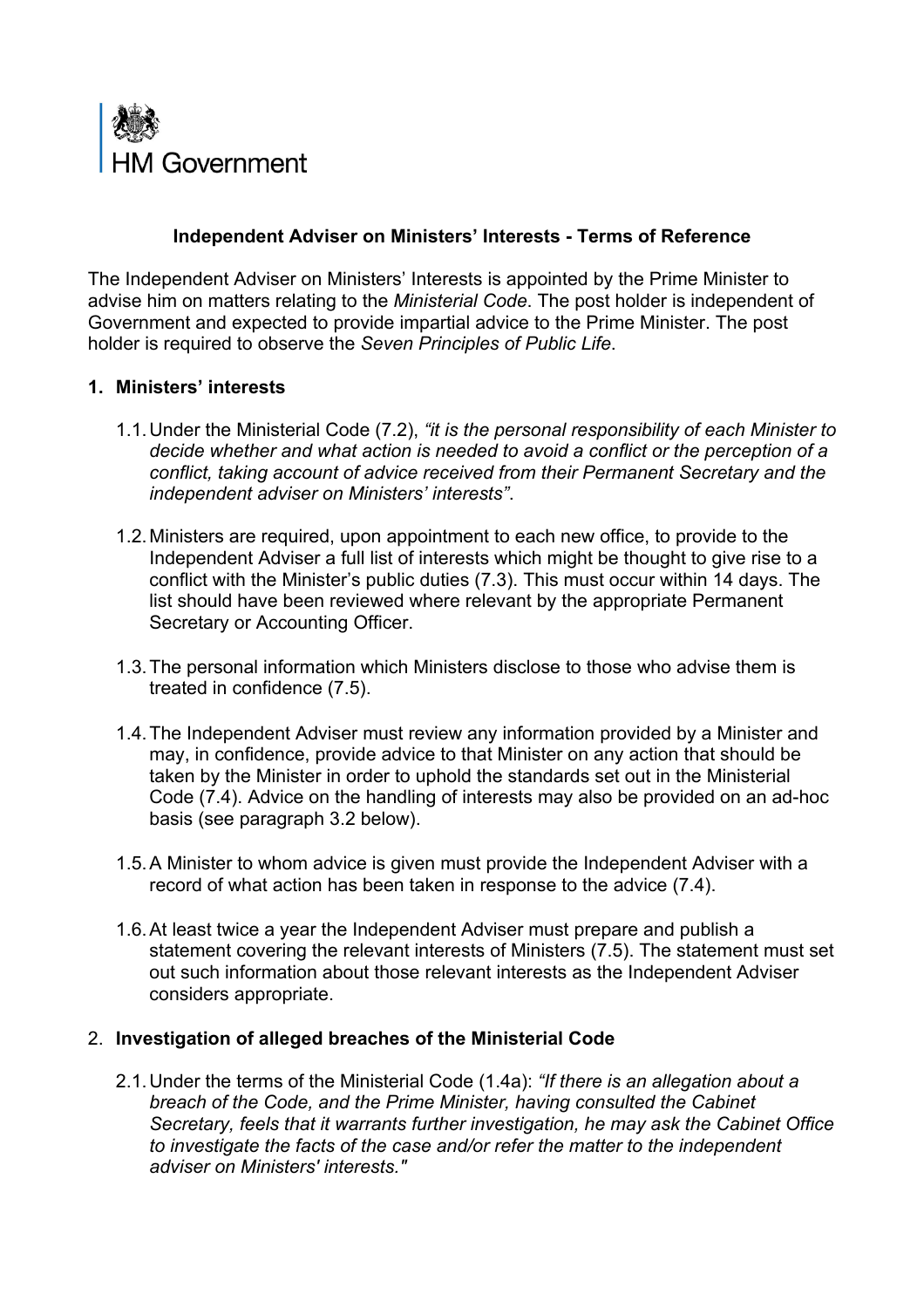HM Government

# Independent Adviser on Ministers' Interests - Terms of Reference

The Independent Adviser on Ministers' Interests is appointed by the Prime Minister to advise him on matters relating to the *Ministerial Code*. The post holder is independent of Government and expected to provide impartial advice to the Prime Minister. The post holder is required to observe the *Seven Principles of Public Life*.

## 1. Ministers' interests

1.1. Under the Ministerial Code (7.2), *"it is the personal responsibility of each Minister to decide whether and what action is needed to avoid a conflict or the perception of a conflict, taking account of advice received from their Permanent Secretary and the independent adviser on Ministers' interests"*.

1.2. Ministers are required, upon appointment to each new office, to provide to the Independent Adviser a full list of interests which might be thought to give rise to a conflict with the Minister's public duties (7.3). This must occur within 14 days. The list should have been reviewed where relevant by the appropriate Permanent Secretary or Accounting Officer.

1.3. The personal information which Ministers disclose to those who advise them is treated in confidence (7.5).

1.4. The Independent Adviser must review any information provided by a Minister and may, in confidence, provide advice to that Minister on any action that should be taken by the Minister in order to uphold the standards set out in the Ministerial Code (7.4). Advice on the handling of interests may also be provided on an ad-hoc basis (see paragraph 3.2 below).

1.5. A Minister to whom advice is given must provide the Independent Adviser with a record of what action has been taken in response to the advice (7.4).

1.6. At least twice a year the Independent Adviser must prepare and publish a statement covering the relevant interests of Ministers (7.5). The statement must set out such information about those relevant interests as the Independent Adviser considers appropriate.

## 2. Investigation of alleged breaches of the Ministerial Code

2.1. Under the terms of the Ministerial Code (1.4a): *"If there is an allegation about a breach of the Code, and the Prime Minister, having consulted the Cabinet Secretary, feels that it warrants further investigation, he may ask the Cabinet Office to investigate the facts of the case and/or refer the matter to the independent adviser on Ministers' interests."*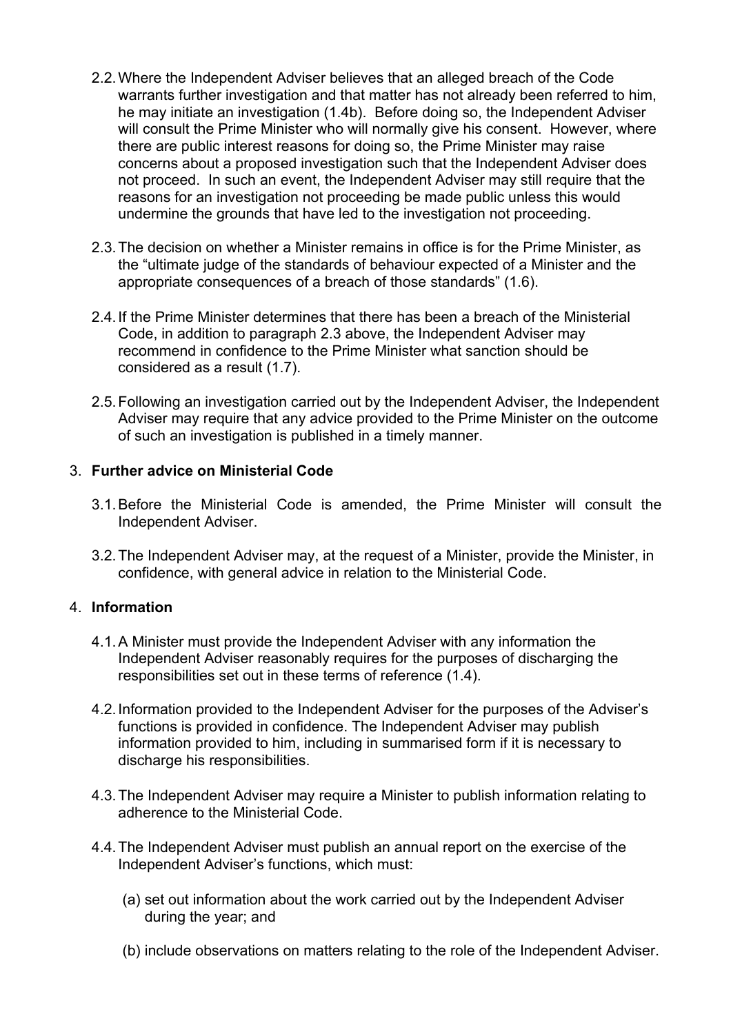2.2. Where the Independent Adviser believes that an alleged breach of the Code warrants further investigation and that matter has not already been referred to him, he may initiate an investigation (1.4b). Before doing so, the Independent Adviser will consult the Prime Minister who will normally give his consent. However, where there are public interest reasons for doing so, the Prime Minister may raise concerns about a proposed investigation such that the Independent Adviser does not proceed. In such an event, the Independent Adviser may still require that the reasons for an investigation not proceeding be made public unless this would undermine the grounds that have led to the investigation not proceeding.

2.3. The decision on whether a Minister remains in office is for the Prime Minister, as the "ultimate judge of the standards of behaviour expected of a Minister and the appropriate consequences of a breach of those standards" (1.6).

2.4. If the Prime Minister determines that there has been a breach of the Ministerial Code, in addition to paragraph 2.3 above, the Independent Adviser may recommend in confidence to the Prime Minister what sanction should be considered as a result (1.7).

2.5. Following an investigation carried out by the Independent Adviser, the Independent Adviser may require that any advice provided to the Prime Minister on the outcome of such an investigation is published in a timely manner.

3. **Further advice on Ministerial Code**

3.1. Before the Ministerial Code is amended, the Prime Minister will consult the Independent Adviser.

3.2. The Independent Adviser may, at the request of a Minister, provide the Minister, in confidence, with general advice in relation to the Ministerial Code.

4. **Information**

4.1. A Minister must provide the Independent Adviser with any information the Independent Adviser reasonably requires for the purposes of discharging the responsibilities set out in these terms of reference (1.4).

4.2. Information provided to the Independent Adviser for the purposes of the Adviser's functions is provided in confidence. The Independent Adviser may publish information provided to him, including in summarised form if it is necessary to discharge his responsibilities.

4.3. The Independent Adviser may require a Minister to publish information relating to adherence to the Ministerial Code.

4.4. The Independent Adviser must publish an annual report on the exercise of the Independent Adviser's functions, which must:

(a) set out information about the work carried out by the Independent Adviser during the year; and

(b) include observations on matters relating to the role of the Independent Adviser.